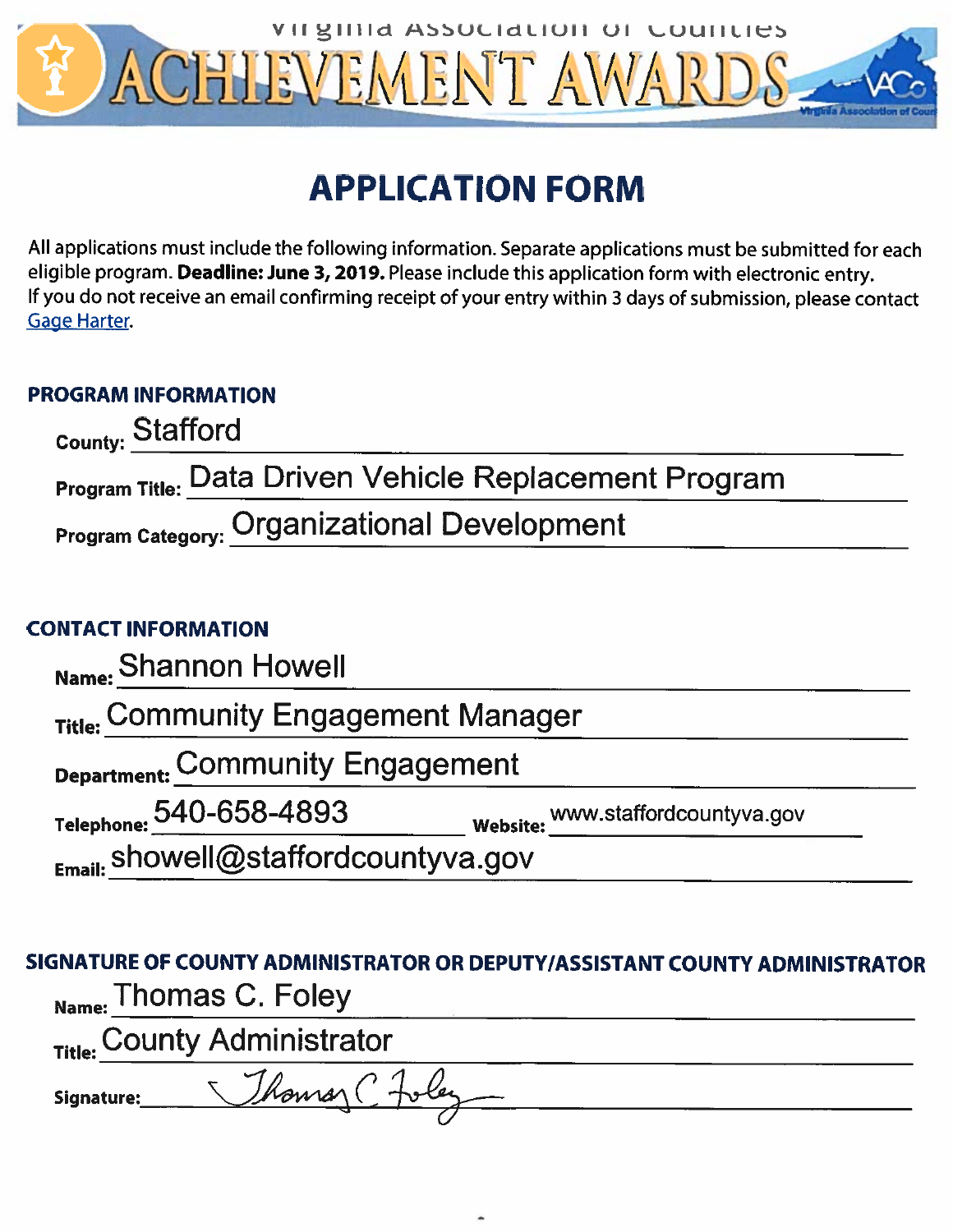# Virginia Association of Counties ACHIEVEMENT AWARDS

## APPLICATION FORM

All applications must include the following information. Separate applications must be submitted for each eligible program. **Deadline: June 3, 2019.** Please include this application form with electronic entry. If you do not receive an email confirming receipt of your entry within 3 days of submission, please contact Gage Harter.

### PROGRAM INFORMATION

**County:** Stafford

**Program Title:** Data Driven Vehicle Replacement Program

**Program Category:** Organizational Development

### CONTACT INFORMATION

**Name:** Shannon Howell

**Title:** Community Engagement Manager

**Department:** Community Engagement

**Telephone:** 540-658-4893 **Website:** www.staffordcountyva.gov

**Email:** showell@staffordcountyva.gov

### SIGNATURE OF COUNTY ADMINISTRATOR OR DEPUTY/ASSISTANT COUNTY ADMINISTRATOR

**Name:** Thomas C. Foley

**Title:** County Administrator

**Signature:** Thomas C Foley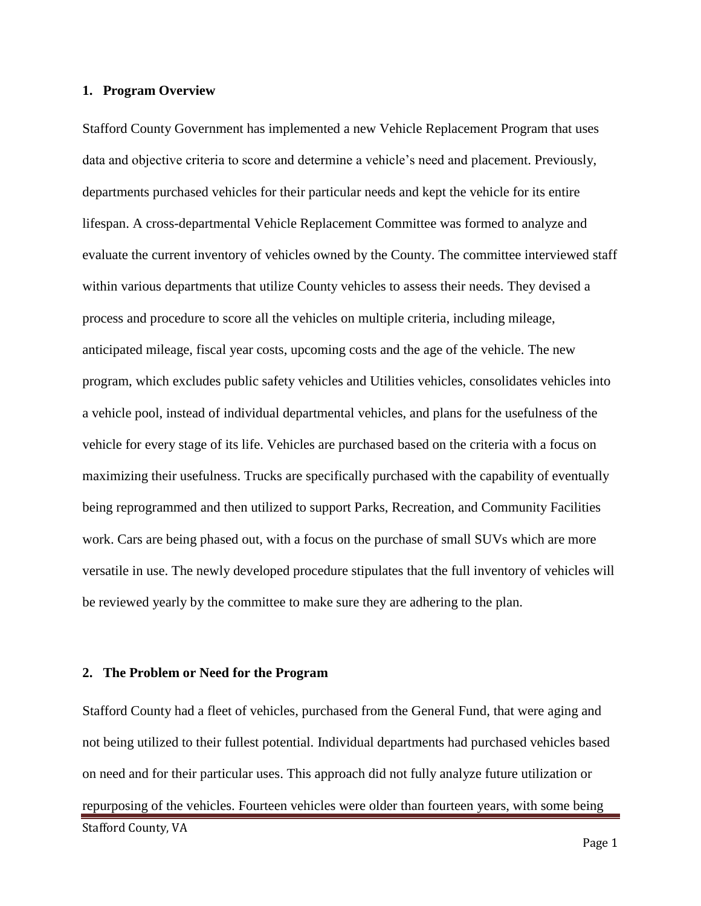## 1. Program Overview

Stafford County Government has implemented a new Vehicle Replacement Program that uses data and objective criteria to score and determine a vehicle's need and placement. Previously, departments purchased vehicles for their particular needs and kept the vehicle for its entire lifespan. A cross-departmental Vehicle Replacement Committee was formed to analyze and evaluate the current inventory of vehicles owned by the County. The committee interviewed staff within various departments that utilize County vehicles to assess their needs. They devised a process and procedure to score all the vehicles on multiple criteria, including mileage, anticipated mileage, fiscal year costs, upcoming costs and the age of the vehicle. The new program, which excludes public safety vehicles and Utilities vehicles, consolidates vehicles into a vehicle pool, instead of individual departmental vehicles, and plans for the usefulness of the vehicle for every stage of its life. Vehicles are purchased based on the criteria with a focus on maximizing their usefulness. Trucks are specifically purchased with the capability of eventually being reprogrammed and then utilized to support Parks, Recreation, and Community Facilities work. Cars are being phased out, with a focus on the purchase of small SUVs which are more versatile in use. The newly developed procedure stipulates that the full inventory of vehicles will be reviewed yearly by the committee to make sure they are adhering to the plan.

## 2. The Problem or Need for the Program

Stafford County had a fleet of vehicles, purchased from the General Fund, that were aging and not being utilized to their fullest potential. Individual departments had purchased vehicles based on need and for their particular uses. This approach did not fully analyze future utilization or repurposing of the vehicles. Fourteen vehicles were older than fourteen years, with some being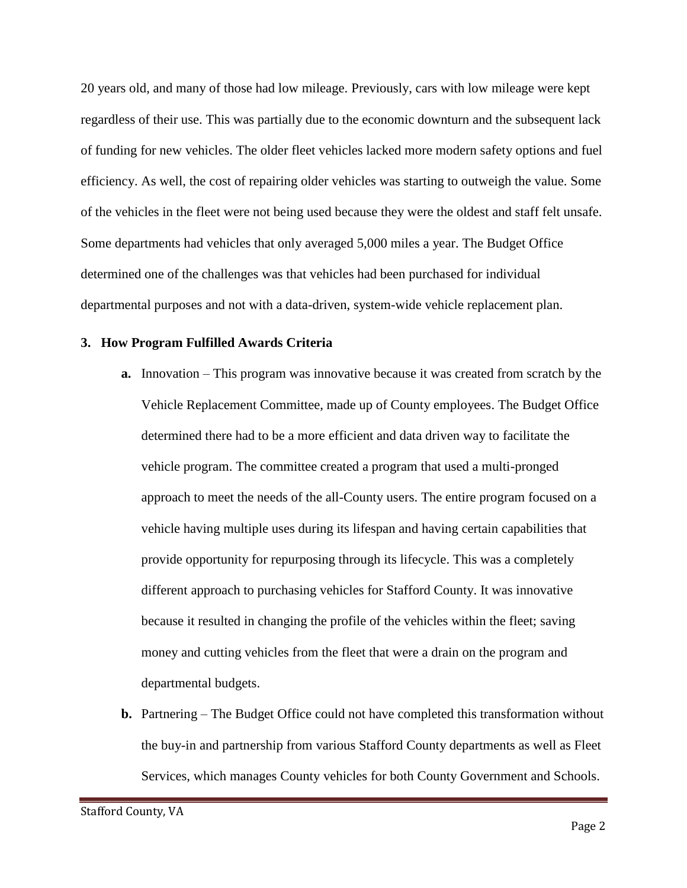20 years old, and many of those had low mileage. Previously, cars with low mileage were kept regardless of their use. This was partially due to the economic downturn and the subsequent lack of funding for new vehicles. The older fleet vehicles lacked more modern safety options and fuel efficiency. As well, the cost of repairing older vehicles was starting to outweigh the value. Some of the vehicles in the fleet were not being used because they were the oldest and staff felt unsafe. Some departments had vehicles that only averaged 5,000 miles a year. The Budget Office determined one of the challenges was that vehicles had been purchased for individual departmental purposes and not with a data-driven, system-wide vehicle replacement plan.

**3. How Program Fulfilled Awards Criteria**

**a.** Innovation – This program was innovative because it was created from scratch by the Vehicle Replacement Committee, made up of County employees. The Budget Office determined there had to be a more efficient and data driven way to facilitate the vehicle program. The committee created a program that used a multi-pronged approach to meet the needs of the all-County users. The entire program focused on a vehicle having multiple uses during its lifespan and having certain capabilities that provide opportunity for repurposing through its lifecycle. This was a completely different approach to purchasing vehicles for Stafford County. It was innovative because it resulted in changing the profile of the vehicles within the fleet; saving money and cutting vehicles from the fleet that were a drain on the program and departmental budgets.

**b.** Partnering – The Budget Office could not have completed this transformation without the buy-in and partnership from various Stafford County departments as well as Fleet Services, which manages County vehicles for both County Government and Schools.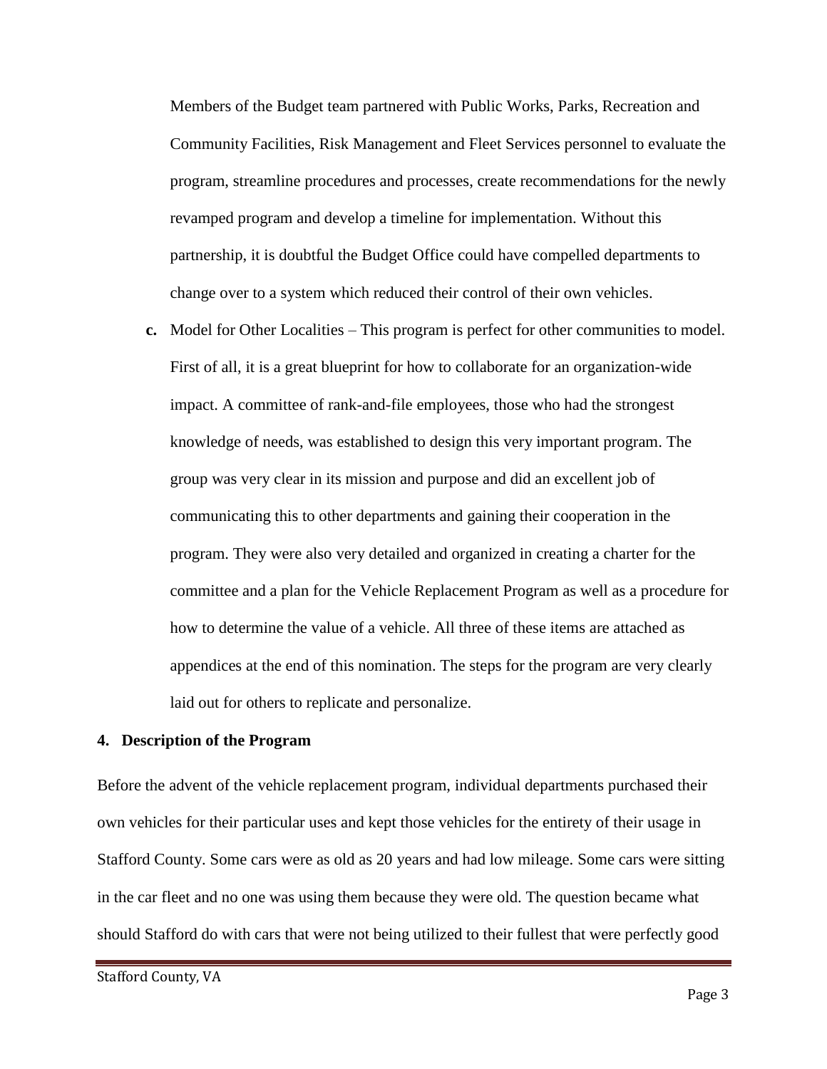Members of the Budget team partnered with Public Works, Parks, Recreation and Community Facilities, Risk Management and Fleet Services personnel to evaluate the program, streamline procedures and processes, create recommendations for the newly revamped program and develop a timeline for implementation. Without this partnership, it is doubtful the Budget Office could have compelled departments to change over to a system which reduced their control of their own vehicles.

**c.** Model for Other Localities – This program is perfect for other communities to model. First of all, it is a great blueprint for how to collaborate for an organization-wide impact. A committee of rank-and-file employees, those who had the strongest knowledge of needs, was established to design this very important program. The group was very clear in its mission and purpose and did an excellent job of communicating this to other departments and gaining their cooperation in the program. They were also very detailed and organized in creating a charter for the committee and a plan for the Vehicle Replacement Program as well as a procedure for how to determine the value of a vehicle. All three of these items are attached as appendices at the end of this nomination. The steps for the program are very clearly laid out for others to replicate and personalize.

**4. Description of the Program**

Before the advent of the vehicle replacement program, individual departments purchased their own vehicles for their particular uses and kept those vehicles for the entirety of their usage in Stafford County. Some cars were as old as 20 years and had low mileage. Some cars were sitting in the car fleet and no one was using them because they were old. The question became what should Stafford do with cars that were not being utilized to their fullest that were perfectly good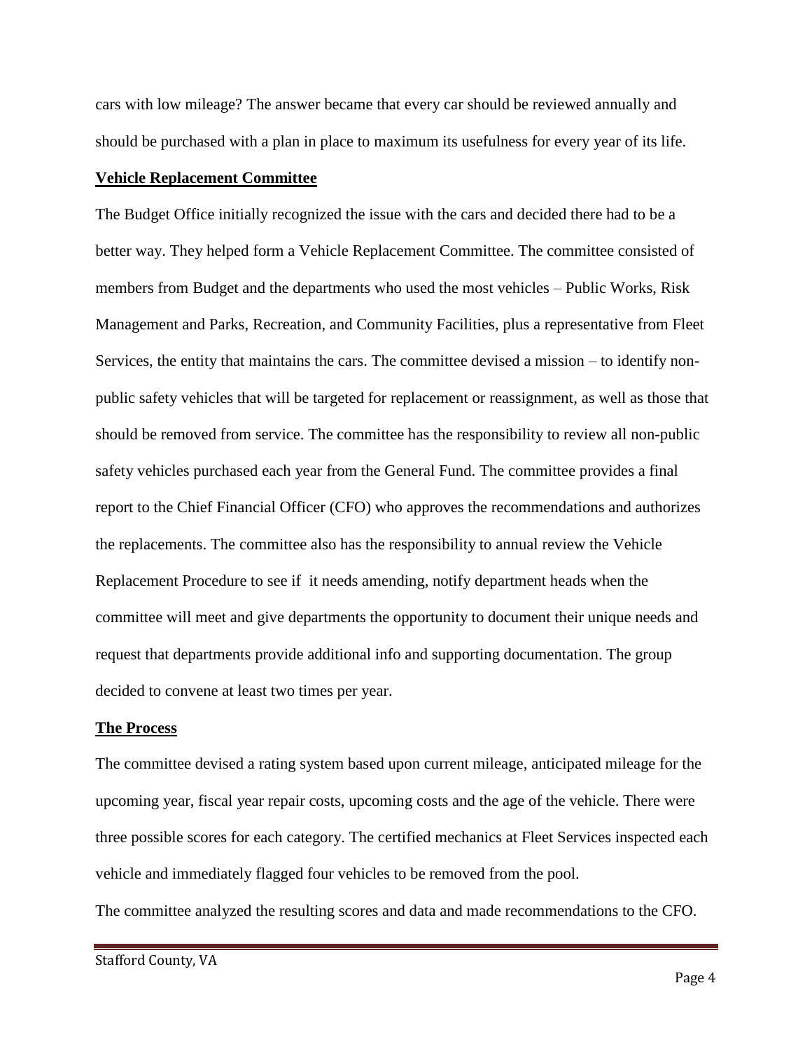cars with low mileage? The answer became that every car should be reviewed annually and should be purchased with a plan in place to maximum its usefulness for every year of its life.

**Vehicle Replacement Committee**

The Budget Office initially recognized the issue with the cars and decided there had to be a better way. They helped form a Vehicle Replacement Committee. The committee consisted of members from Budget and the departments who used the most vehicles – Public Works, Risk Management and Parks, Recreation, and Community Facilities, plus a representative from Fleet Services, the entity that maintains the cars. The committee devised a mission – to identify non-public safety vehicles that will be targeted for replacement or reassignment, as well as those that should be removed from service. The committee has the responsibility to review all non-public safety vehicles purchased each year from the General Fund. The committee provides a final report to the Chief Financial Officer (CFO) who approves the recommendations and authorizes the replacements. The committee also has the responsibility to annual review the Vehicle Replacement Procedure to see if it needs amending, notify department heads when the committee will meet and give departments the opportunity to document their unique needs and request that departments provide additional info and supporting documentation. The group decided to convene at least two times per year.

**The Process**

The committee devised a rating system based upon current mileage, anticipated mileage for the upcoming year, fiscal year repair costs, upcoming costs and the age of the vehicle. There were three possible scores for each category. The certified mechanics at Fleet Services inspected each vehicle and immediately flagged four vehicles to be removed from the pool.

The committee analyzed the resulting scores and data and made recommendations to the CFO.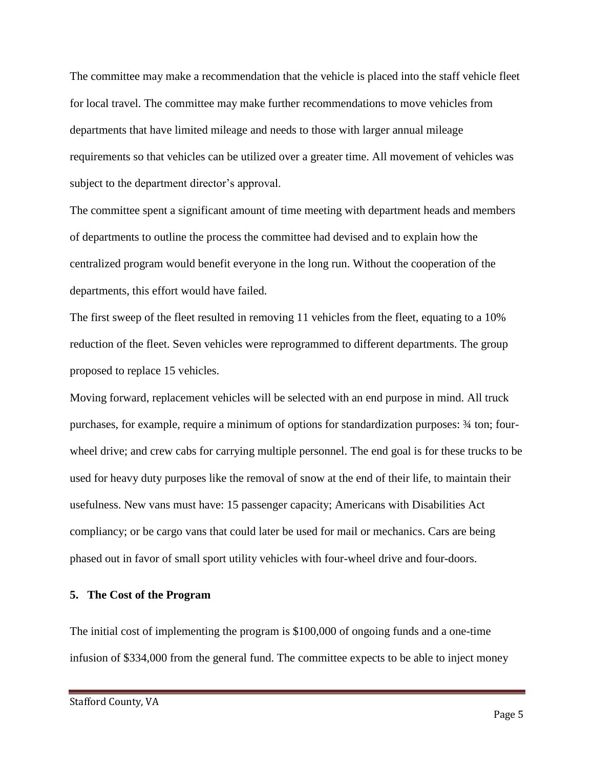The committee may make a recommendation that the vehicle is placed into the staff vehicle fleet for local travel. The committee may make further recommendations to move vehicles from departments that have limited mileage and needs to those with larger annual mileage requirements so that vehicles can be utilized over a greater time. All movement of vehicles was subject to the department director's approval.

The committee spent a significant amount of time meeting with department heads and members of departments to outline the process the committee had devised and to explain how the centralized program would benefit everyone in the long run. Without the cooperation of the departments, this effort would have failed.

The first sweep of the fleet resulted in removing 11 vehicles from the fleet, equating to a 10% reduction of the fleet. Seven vehicles were reprogrammed to different departments. The group proposed to replace 15 vehicles.

Moving forward, replacement vehicles will be selected with an end purpose in mind. All truck purchases, for example, require a minimum of options for standardization purposes: ¾ ton; four-wheel drive; and crew cabs for carrying multiple personnel. The end goal is for these trucks to be used for heavy duty purposes like the removal of snow at the end of their life, to maintain their usefulness. New vans must have: 15 passenger capacity; Americans with Disabilities Act compliancy; or be cargo vans that could later be used for mail or mechanics. Cars are being phased out in favor of small sport utility vehicles with four-wheel drive and four-doors.

## 5. The Cost of the Program

The initial cost of implementing the program is $100,000 of ongoing funds and a one-time infusion of $334,000 from the general fund. The committee expects to be able to inject money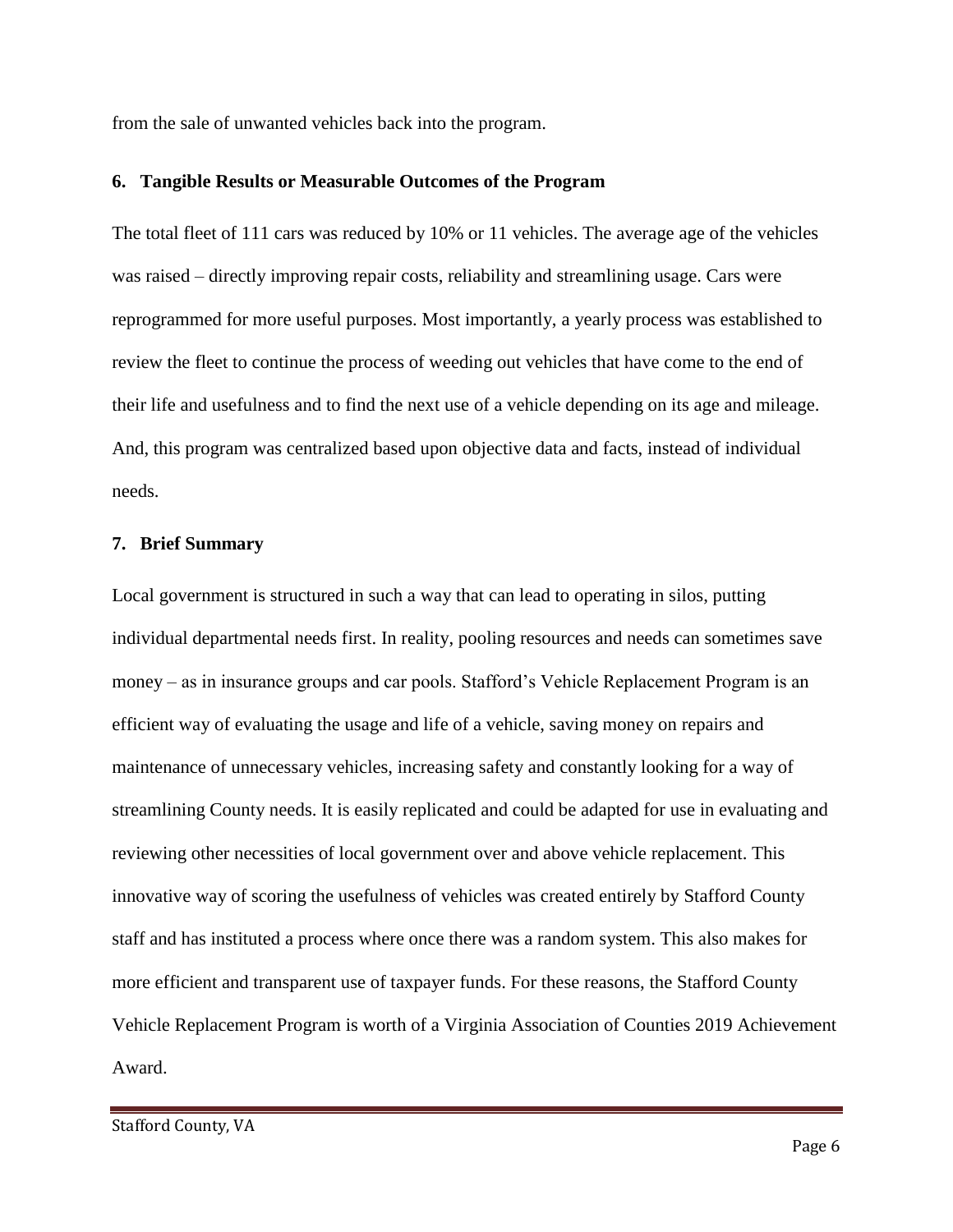from the sale of unwanted vehicles back into the program.

## 6. Tangible Results or Measurable Outcomes of the Program

The total fleet of 111 cars was reduced by 10% or 11 vehicles. The average age of the vehicles was raised – directly improving repair costs, reliability and streamlining usage. Cars were reprogrammed for more useful purposes. Most importantly, a yearly process was established to review the fleet to continue the process of weeding out vehicles that have come to the end of their life and usefulness and to find the next use of a vehicle depending on its age and mileage. And, this program was centralized based upon objective data and facts, instead of individual needs.

## 7. Brief Summary

Local government is structured in such a way that can lead to operating in silos, putting individual departmental needs first. In reality, pooling resources and needs can sometimes save money – as in insurance groups and car pools. Stafford's Vehicle Replacement Program is an efficient way of evaluating the usage and life of a vehicle, saving money on repairs and maintenance of unnecessary vehicles, increasing safety and constantly looking for a way of streamlining County needs. It is easily replicated and could be adapted for use in evaluating and reviewing other necessities of local government over and above vehicle replacement. This innovative way of scoring the usefulness of vehicles was created entirely by Stafford County staff and has instituted a process where once there was a random system. This also makes for more efficient and transparent use of taxpayer funds. For these reasons, the Stafford County Vehicle Replacement Program is worth of a Virginia Association of Counties 2019 Achievement Award.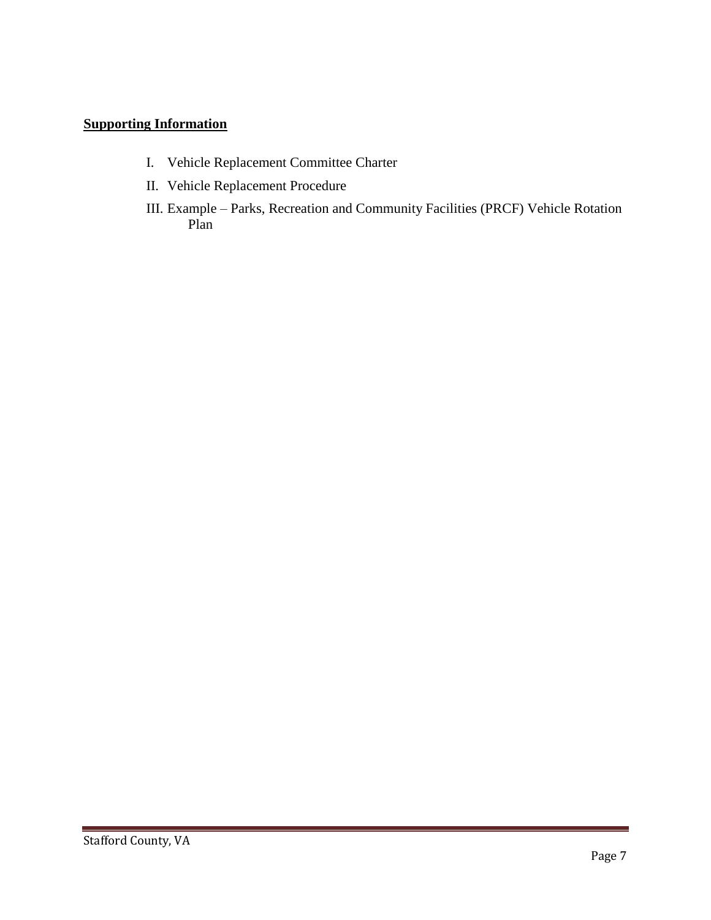**Supporting Information**

I. Vehicle Replacement Committee Charter

II. Vehicle Replacement Procedure

III. Example – Parks, Recreation and Community Facilities (PRCF) Vehicle Rotation Plan